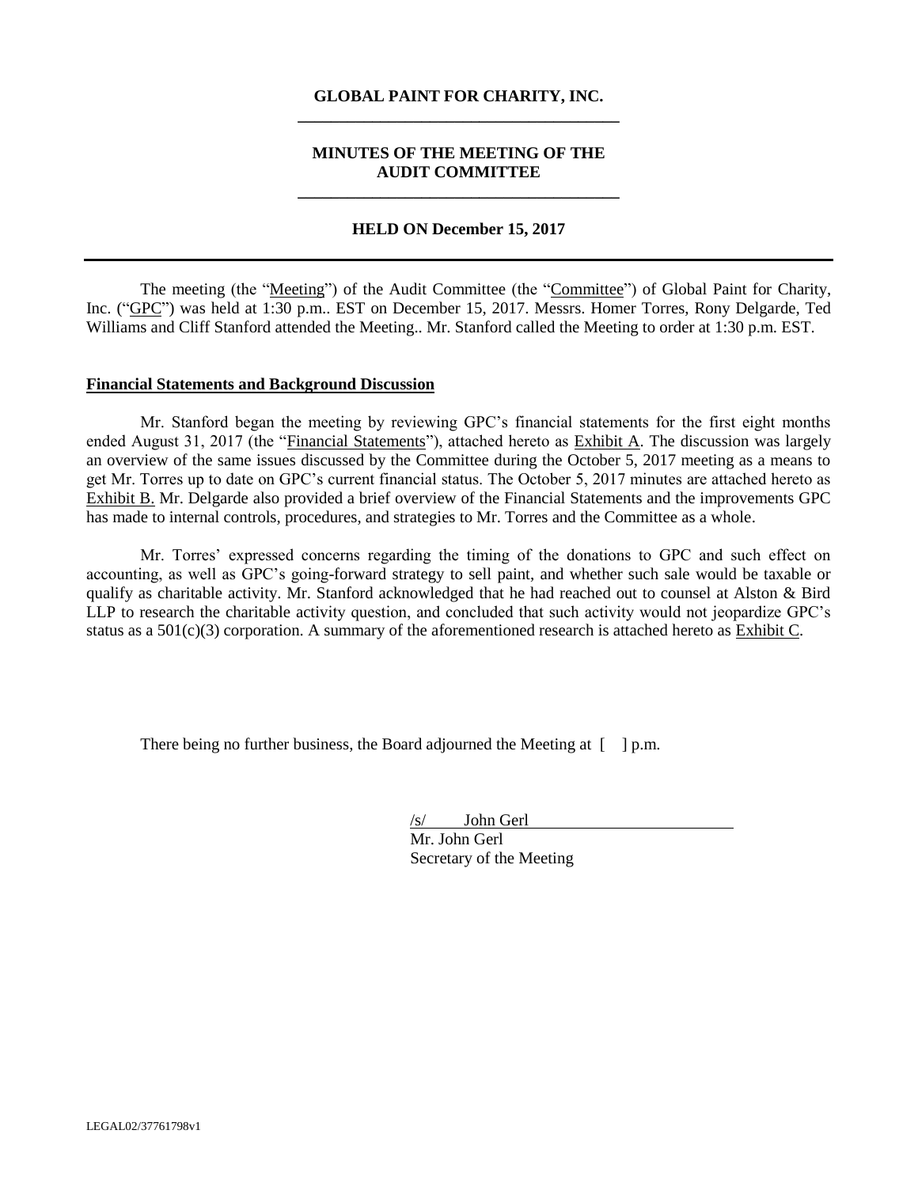**GLOBAL PAINT FOR CHARITY, INC.**

---

**MINUTES OF THE MEETING OF THE AUDIT COMMITTEE**

---

**HELD ON December 15, 2017**

---

The meeting (the "Meeting") of the Audit Committee (the "Committee") of Global Paint for Charity, Inc. ("GPC") was held at 1:30 p.m.. EST on December 15, 2017. Messrs. Homer Torres, Rony Delgarde, Ted Williams and Cliff Stanford attended the Meeting.. Mr. Stanford called the Meeting to order at 1:30 p.m. EST.

**Financial Statements and Background Discussion**

Mr. Stanford began the meeting by reviewing GPC's financial statements for the first eight months ended August 31, 2017 (the "Financial Statements"), attached hereto as Exhibit A. The discussion was largely an overview of the same issues discussed by the Committee during the October 5, 2017 meeting as a means to get Mr. Torres up to date on GPC's current financial status. The October 5, 2017 minutes are attached hereto as Exhibit B. Mr. Delgarde also provided a brief overview of the Financial Statements and the improvements GPC has made to internal controls, procedures, and strategies to Mr. Torres and the Committee as a whole.

Mr. Torres' expressed concerns regarding the timing of the donations to GPC and such effect on accounting, as well as GPC's going-forward strategy to sell paint, and whether such sale would be taxable or qualify as charitable activity. Mr. Stanford acknowledged that he had reached out to counsel at Alston & Bird LLP to research the charitable activity question, and concluded that such activity would not jeopardize GPC's status as a 501(c)(3) corporation. A summary of the aforementioned research is attached hereto as Exhibit C.

There being no further business, the Board adjourned the Meeting at [ ] p.m.

/s/ John Gerl
Mr. John Gerl
Secretary of the Meeting

LEGAL02/37761798v1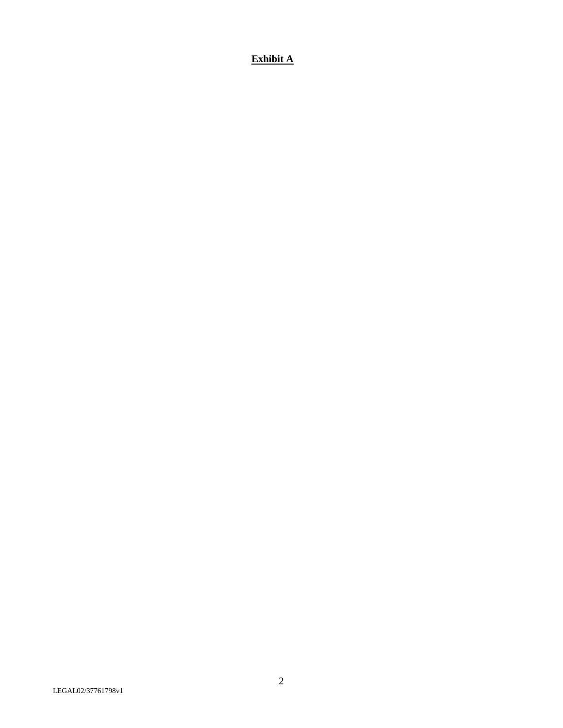**Exhibit A**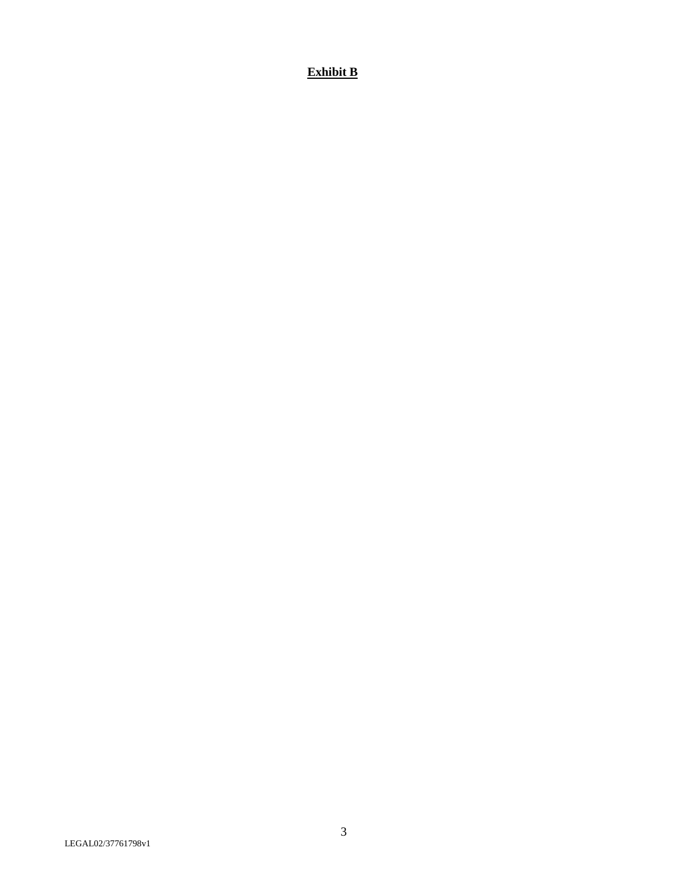**Exhibit B**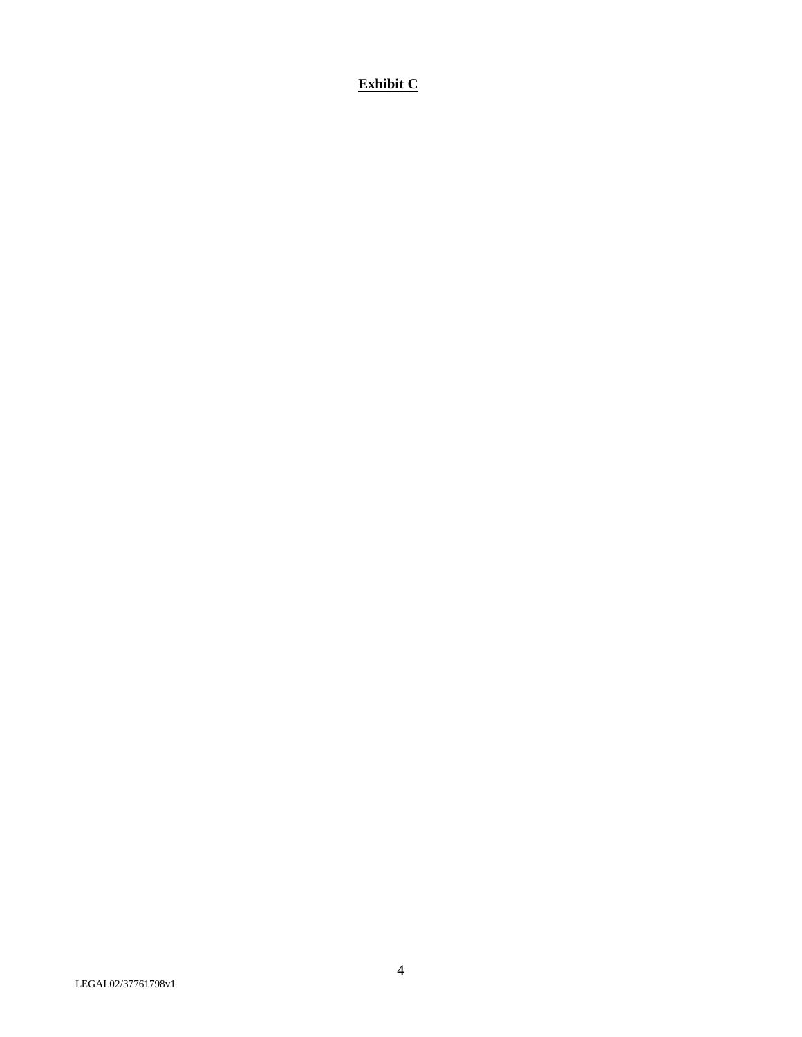**Exhibit C**